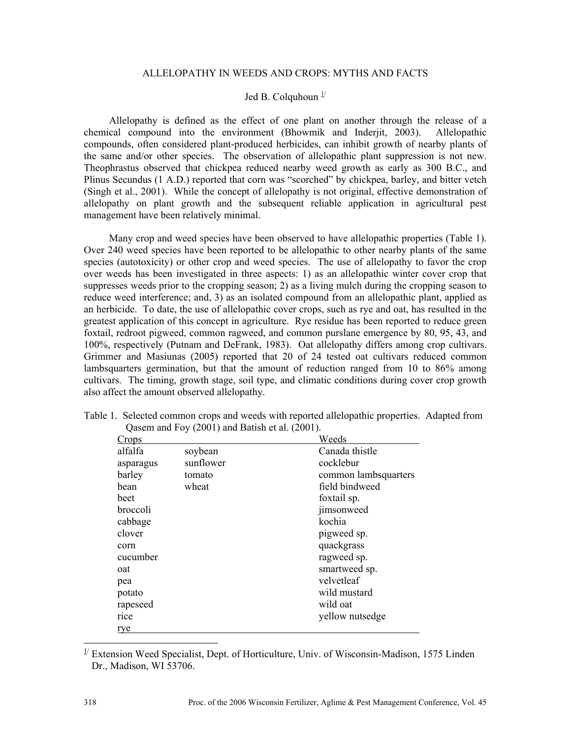# ALLELOPATHY IN WEEDS AND CROPS: MYTHS AND FACTS

Jed B. Colquhoun [1/]

Allelopathy is defined as the effect of one plant on another through the release of a chemical compound into the environment (Bhowmik and Inderjit, 2003). Allelopathic compounds, often considered plant-produced herbicides, can inhibit growth of nearby plants of the same and/or other species. The observation of allelopathic plant suppression is not new. Theophrastus observed that chickpea reduced nearby weed growth as early as 300 B.C., and Plinus Secundus (1 A.D.) reported that corn was "scorched" by chickpea, barley, and bitter vetch (Singh et al., 2001). While the concept of allelopathy is not original, effective demonstration of allelopathy on plant growth and the subsequent reliable application in agricultural pest management have been relatively minimal.

Many crop and weed species have been observed to have allelopathic properties (Table 1). Over 240 weed species have been reported to be allelopathic to other nearby plants of the same species (autotoxicity) or other crop and weed species. The use of allelopathy to favor the crop over weeds has been investigated in three aspects: 1) as an allelopathic winter cover crop that suppresses weeds prior to the cropping season; 2) as a living mulch during the cropping season to reduce weed interference; and, 3) as an isolated compound from an allelopathic plant, applied as an herbicide. To date, the use of allelopathic cover crops, such as rye and oat, has resulted in the greatest application of this concept in agriculture. Rye residue has been reported to reduce green foxtail, redroot pigweed, common ragweed, and common purslane emergence by 80, 95, 43, and 100%, respectively (Putnam and DeFrank, 1983). Oat allelopathy differs among crop cultivars. Grimmer and Masiunas (2005) reported that 20 of 24 tested oat cultivars reduced common lambsquarters germination, but that the amount of reduction ranged from 10 to 86% among cultivars. The timing, growth stage, soil type, and climatic conditions during cover crop growth also affect the amount observed allelopathy.

Table 1. Selected common crops and weeds with reported allelopathic properties. Adapted from Qasem and Foy (2001) and Batish et al. (2001).

| Crops | | Weeds |
|---|---|---|
| alfalfa | soybean | Canada thistle |
| asparagus | sunflower | cocklebur |
| barley | tomato | common lambsquarters |
| bean | wheat | field bindweed |
| beet | | foxtail sp. |
| broccoli | | jimsonweed |
| cabbage | | kochia |
| clover | | pigweed sp. |
| corn | | quackgrass |
| cucumber | | ragweed sp. |
| oat | | smartweed sp. |
| pea | | velvetleaf |
| potato | | wild mustard |
| rapeseed | | wild oat |
| rice | | yellow nutsedge |
| rye | | |

[1/] Extension Weed Specialist, Dept. of Horticulture, Univ. of Wisconsin-Madison, 1575 Linden Dr., Madison, WI 53706.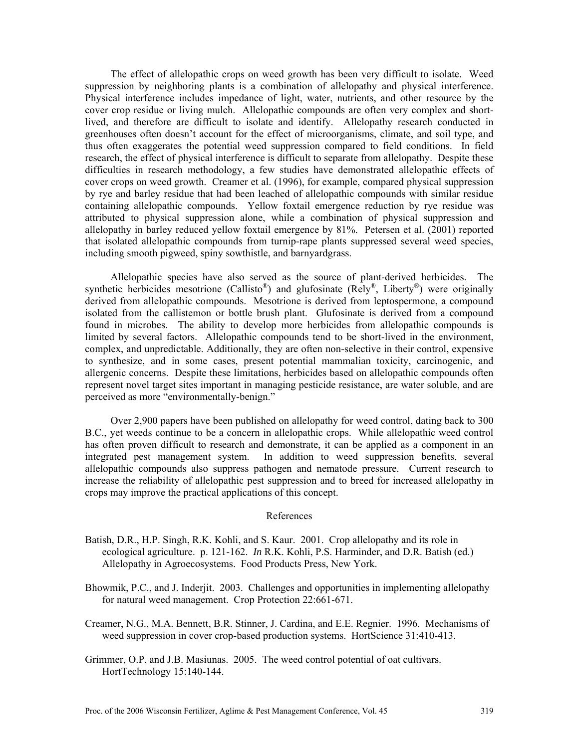The effect of allelopathic crops on weed growth has been very difficult to isolate. Weed suppression by neighboring plants is a combination of allelopathy and physical interference. Physical interference includes impedance of light, water, nutrients, and other resource by the cover crop residue or living mulch. Allelopathic compounds are often very complex and short-lived, and therefore are difficult to isolate and identify. Allelopathy research conducted in greenhouses often doesn't account for the effect of microorganisms, climate, and soil type, and thus often exaggerates the potential weed suppression compared to field conditions. In field research, the effect of physical interference is difficult to separate from allelopathy. Despite these difficulties in research methodology, a few studies have demonstrated allelopathic effects of cover crops on weed growth. Creamer et al. (1996), for example, compared physical suppression by rye and barley residue that had been leached of allelopathic compounds with similar residue containing allelopathic compounds. Yellow foxtail emergence reduction by rye residue was attributed to physical suppression alone, while a combination of physical suppression and allelopathy in barley reduced yellow foxtail emergence by 81%. Petersen et al. (2001) reported that isolated allelopathic compounds from turnip-rape plants suppressed several weed species, including smooth pigweed, spiny sowthistle, and barnyardgrass.

Allelopathic species have also served as the source of plant-derived herbicides. The synthetic herbicides mesotrione (Callisto®) and glufosinate (Rely®, Liberty®) were originally derived from allelopathic compounds. Mesotrione is derived from leptospermone, a compound isolated from the callistemon or bottle brush plant. Glufosinate is derived from a compound found in microbes. The ability to develop more herbicides from allelopathic compounds is limited by several factors. Allelopathic compounds tend to be short-lived in the environment, complex, and unpredictable. Additionally, they are often non-selective in their control, expensive to synthesize, and in some cases, present potential mammalian toxicity, carcinogenic, and allergenic concerns. Despite these limitations, herbicides based on allelopathic compounds often represent novel target sites important in managing pesticide resistance, are water soluble, and are perceived as more "environmentally-benign."

Over 2,900 papers have been published on allelopathy for weed control, dating back to 300 B.C., yet weeds continue to be a concern in allelopathic crops. While allelopathic weed control has often proven difficult to research and demonstrate, it can be applied as a component in an integrated pest management system. In addition to weed suppression benefits, several allelopathic compounds also suppress pathogen and nematode pressure. Current research to increase the reliability of allelopathic pest suppression and to breed for increased allelopathy in crops may improve the practical applications of this concept.

## References

Batish, D.R., H.P. Singh, R.K. Kohli, and S. Kaur. 2001. Crop allelopathy and its role in ecological agriculture. p. 121-162. *In* R.K. Kohli, P.S. Harminder, and D.R. Batish (ed.) Allelopathy in Agroecosystems. Food Products Press, New York.

Bhowmik, P.C., and J. Inderjit. 2003. Challenges and opportunities in implementing allelopathy for natural weed management. Crop Protection 22:661-671.

Creamer, N.G., M.A. Bennett, B.R. Stinner, J. Cardina, and E.E. Regnier. 1996. Mechanisms of weed suppression in cover crop-based production systems. HortScience 31:410-413.

Grimmer, O.P. and J.B. Masiunas. 2005. The weed control potential of oat cultivars. HortTechnology 15:140-144.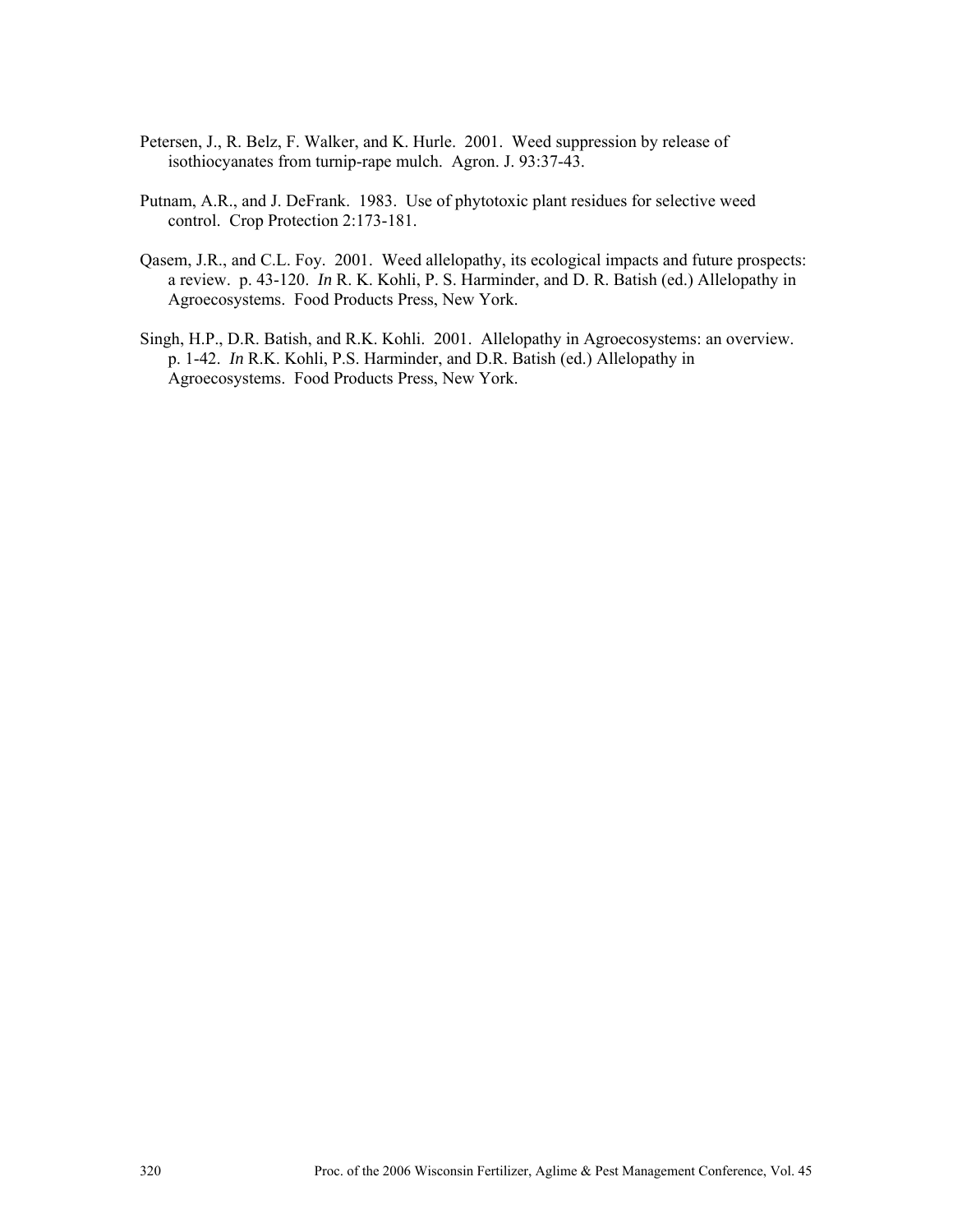Petersen, J., R. Belz, F. Walker, and K. Hurle. 2001. Weed suppression by release of isothiocyanates from turnip-rape mulch. Agron. J. 93:37-43.

Putnam, A.R., and J. DeFrank. 1983. Use of phytotoxic plant residues for selective weed control. Crop Protection 2:173-181.

Qasem, J.R., and C.L. Foy. 2001. Weed allelopathy, its ecological impacts and future prospects: a review. p. 43-120. *In* R. K. Kohli, P. S. Harminder, and D. R. Batish (ed.) Allelopathy in Agroecosystems. Food Products Press, New York.

Singh, H.P., D.R. Batish, and R.K. Kohli. 2001. Allelopathy in Agroecosystems: an overview. p. 1-42. *In* R.K. Kohli, P.S. Harminder, and D.R. Batish (ed.) Allelopathy in Agroecosystems. Food Products Press, New York.